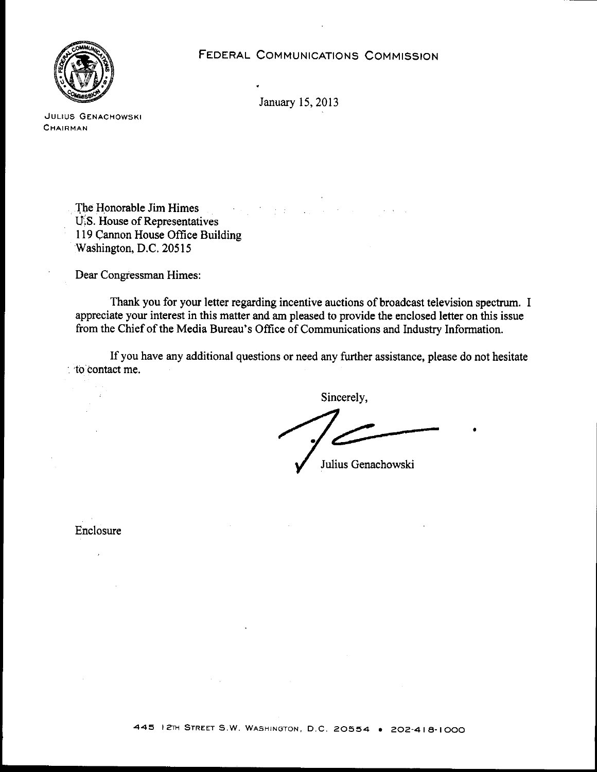# FEDERAL COMMUNICATIONS COMMISSION

JULIUS GENACHOWSKI
CHAIRMAN

January 15, 2013

The Honorable Jim Himes
U.S. House of Representatives
119 Cannon House Office Building
Washington, D.C. 20515

Dear Congressman Himes:

Thank you for your letter regarding incentive auctions of broadcast television spectrum. I appreciate your interest in this matter and am pleased to provide the enclosed letter on this issue from the Chief of the Media Bureau's Office of Communications and Industry Information.

If you have any additional questions or need any further assistance, please do not hesitate to contact me.

Sincerely,

Julius Genachowski

Enclosure

445 12TH STREET S.W. WASHINGTON, D.C. 20554 • 202-418-1000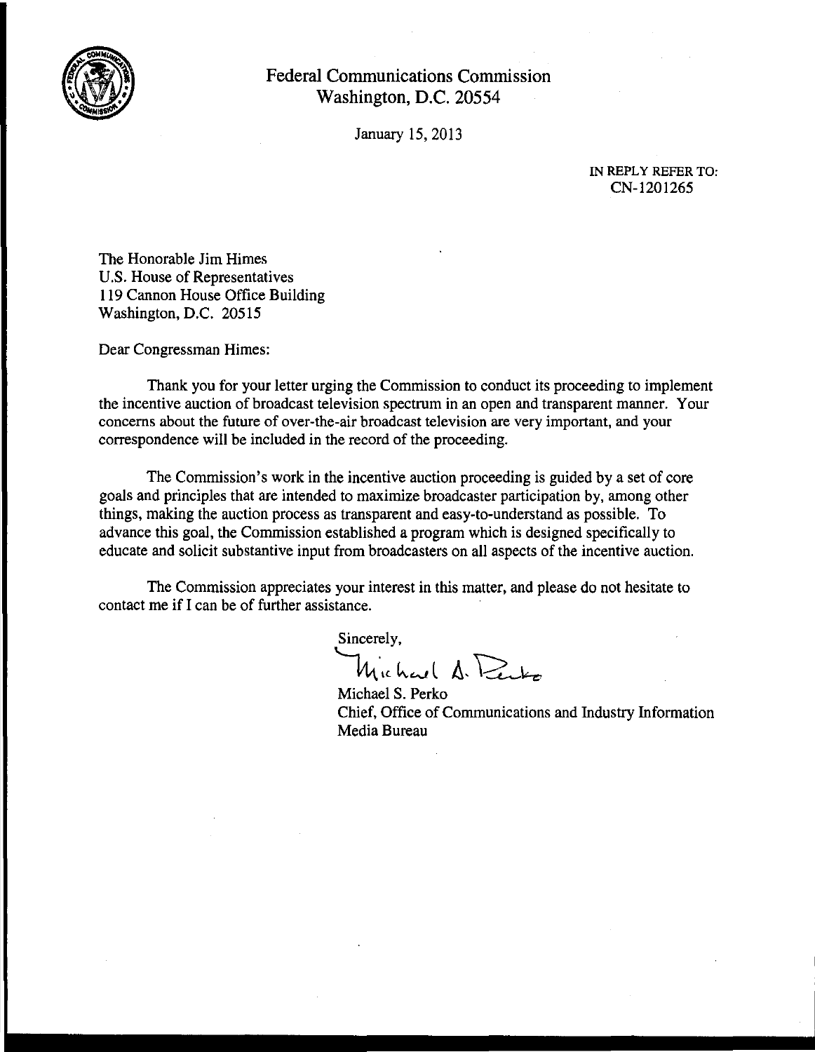# Federal Communications Commission
Washington, D.C. 20554

January 15, 2013

IN REPLY REFER TO:
CN-1201265

The Honorable Jim Himes
U.S. House of Representatives
119 Cannon House Office Building
Washington, D.C. 20515

Dear Congressman Himes:

Thank you for your letter urging the Commission to conduct its proceeding to implement the incentive auction of broadcast television spectrum in an open and transparent manner. Your concerns about the future of over-the-air broadcast television are very important, and your correspondence will be included in the record of the proceeding.

The Commission's work in the incentive auction proceeding is guided by a set of core goals and principles that are intended to maximize broadcaster participation by, among other things, making the auction process as transparent and easy-to-understand as possible. To advance this goal, the Commission established a program which is designed specifically to educate and solicit substantive input from broadcasters on all aspects of the incentive auction.

The Commission appreciates your interest in this matter, and please do not hesitate to contact me if I can be of further assistance.

Sincerely,

Michael S. Perko
Chief, Office of Communications and Industry Information
Media Bureau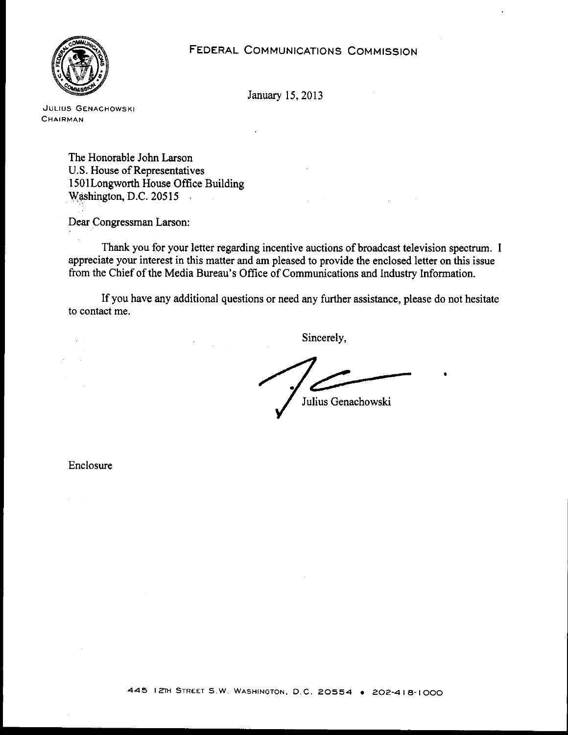FEDERAL COMMUNICATIONS COMMISSION

JULIUS GENACHOWSKI
CHAIRMAN

January 15, 2013

The Honorable John Larson
U.S. House of Representatives
1501Longworth House Office Building
Washington, D.C. 20515

Dear Congressman Larson:

Thank you for your letter regarding incentive auctions of broadcast television spectrum. I appreciate your interest in this matter and am pleased to provide the enclosed letter on this issue from the Chief of the Media Bureau's Office of Communications and Industry Information.

If you have any additional questions or need any further assistance, please do not hesitate to contact me.

Sincerely,

Julius Genachowski

Enclosure

445 12TH STREET S.W. WASHINGTON, D.C. 20554 • 202-418-1000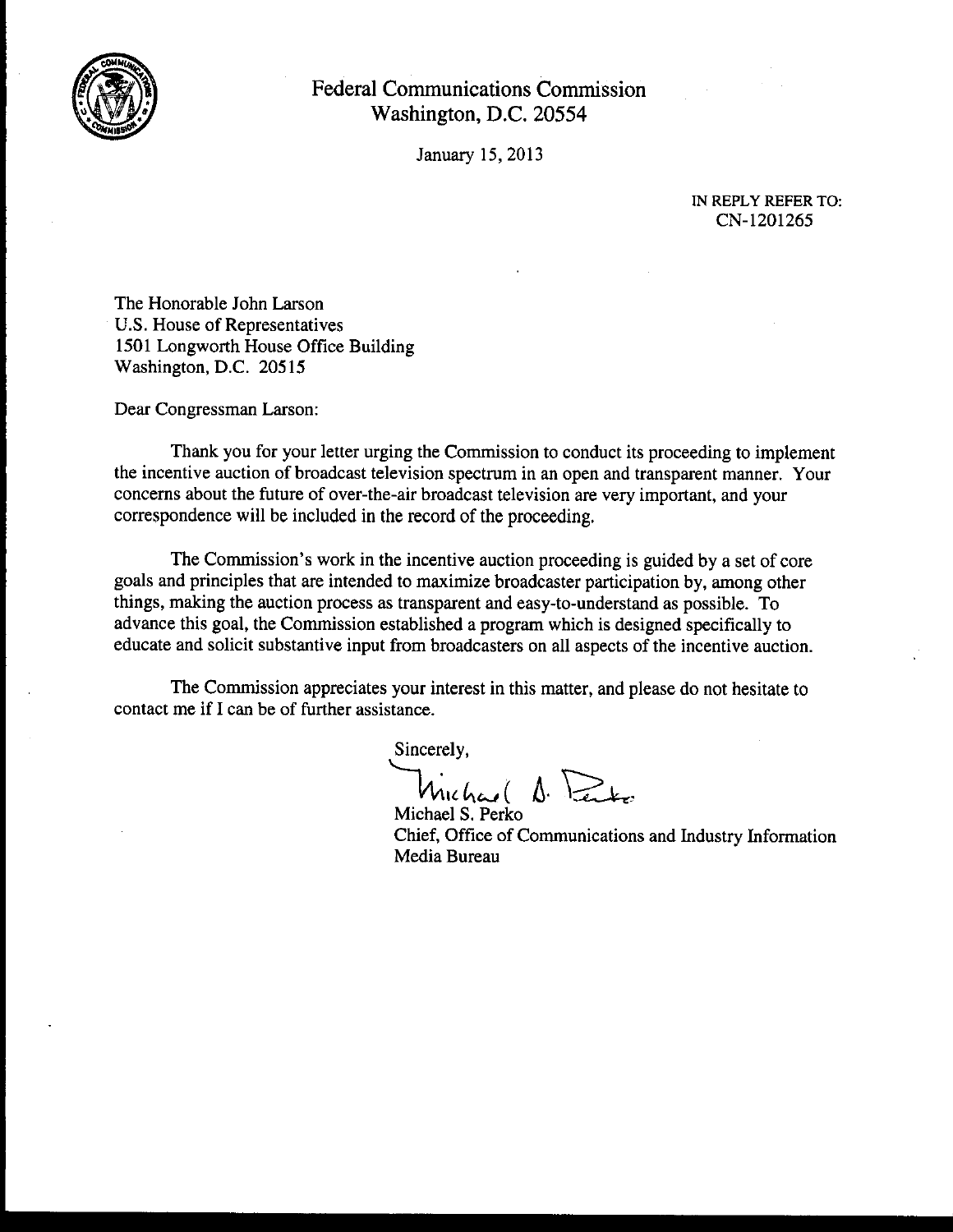# Federal Communications Commission
Washington, D.C. 20554

January 15, 2013

IN REPLY REFER TO:
CN-1201265

The Honorable John Larson
U.S. House of Representatives
1501 Longworth House Office Building
Washington, D.C. 20515

Dear Congressman Larson:

Thank you for your letter urging the Commission to conduct its proceeding to implement the incentive auction of broadcast television spectrum in an open and transparent manner. Your concerns about the future of over-the-air broadcast television are very important, and your correspondence will be included in the record of the proceeding.

The Commission's work in the incentive auction proceeding is guided by a set of core goals and principles that are intended to maximize broadcaster participation by, among other things, making the auction process as transparent and easy-to-understand as possible. To advance this goal, the Commission established a program which is designed specifically to educate and solicit substantive input from broadcasters on all aspects of the incentive auction.

The Commission appreciates your interest in this matter, and please do not hesitate to contact me if I can be of further assistance.

Sincerely,

Michael S. Perko
Chief, Office of Communications and Industry Information
Media Bureau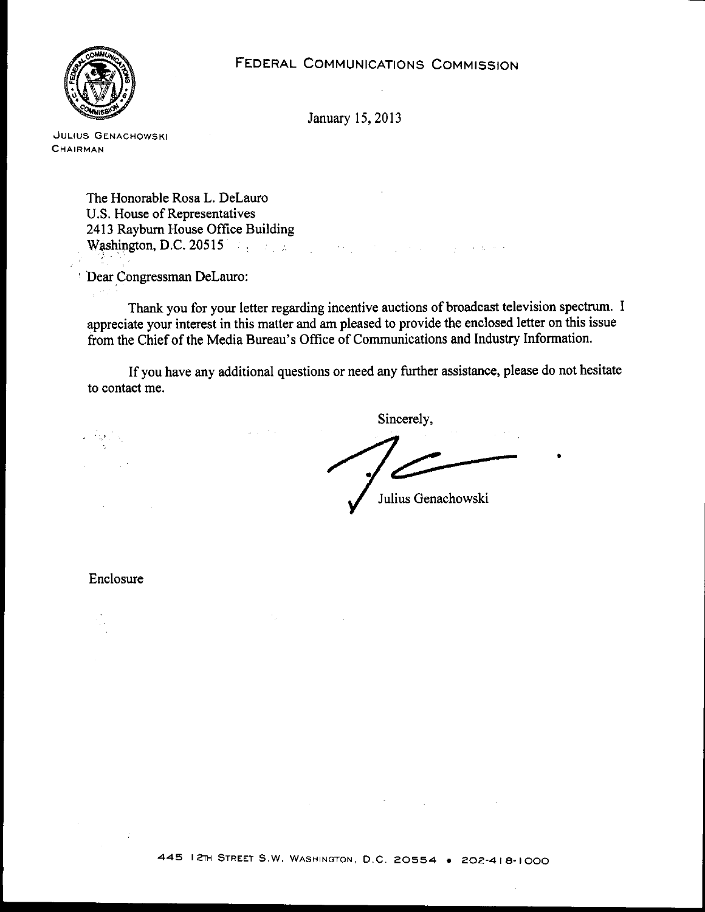FEDERAL COMMUNICATIONS COMMISSION

January 15, 2013

JULIUS GENACHOWSKI
CHAIRMAN

The Honorable Rosa L. DeLauro
U.S. House of Representatives
2413 Rayburn House Office Building
Washington, D.C. 20515

Dear Congressman DeLauro:

Thank you for your letter regarding incentive auctions of broadcast television spectrum. I appreciate your interest in this matter and am pleased to provide the enclosed letter on this issue from the Chief of the Media Bureau's Office of Communications and Industry Information.

If you have any additional questions or need any further assistance, please do not hesitate to contact me.

Sincerely,

Julius Genachowski

Enclosure

445 12TH STREET S.W. WASHINGTON, D.C. 20554 • 202-418-1000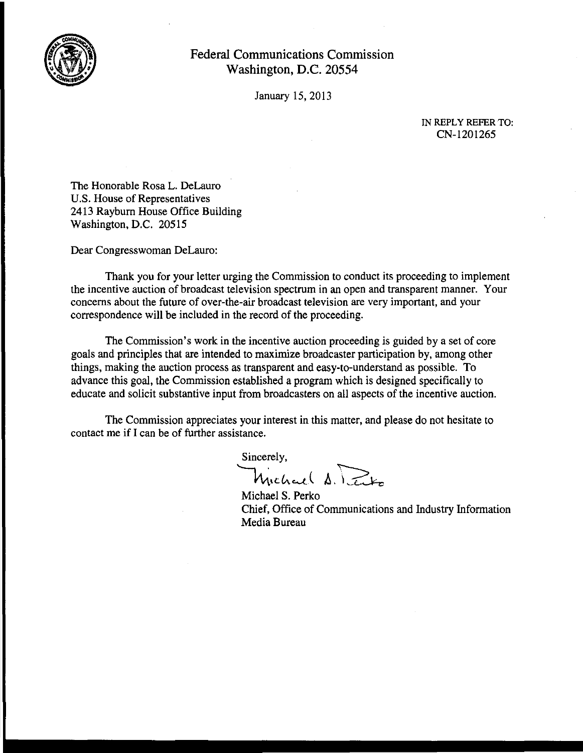Federal Communications Commission
Washington, D.C. 20554

January 15, 2013

IN REPLY REFER TO:
CN-1201265

The Honorable Rosa L. DeLauro
U.S. House of Representatives
2413 Rayburn House Office Building
Washington, D.C. 20515

Dear Congresswoman DeLauro:

Thank you for your letter urging the Commission to conduct its proceeding to implement the incentive auction of broadcast television spectrum in an open and transparent manner. Your concerns about the future of over-the-air broadcast television are very important, and your correspondence will be included in the record of the proceeding.

The Commission's work in the incentive auction proceeding is guided by a set of core goals and principles that are intended to maximize broadcaster participation by, among other things, making the auction process as transparent and easy-to-understand as possible. To advance this goal, the Commission established a program which is designed specifically to educate and solicit substantive input from broadcasters on all aspects of the incentive auction.

The Commission appreciates your interest in this matter, and please do not hesitate to contact me if I can be of further assistance.

Sincerely,

Michael S. Perko
Chief, Office of Communications and Industry Information
Media Bureau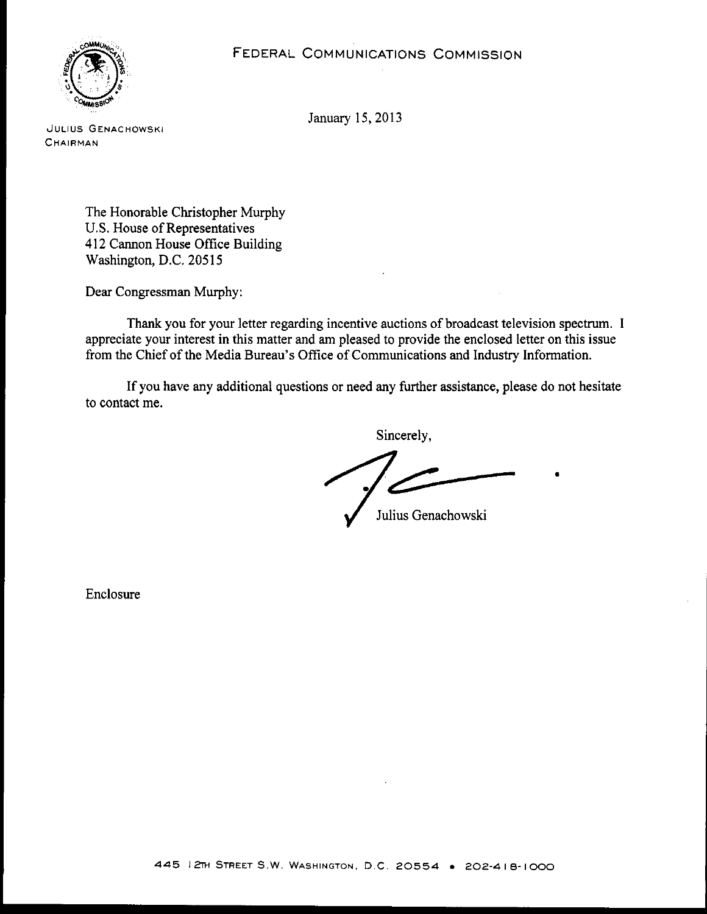FEDERAL COMMUNICATIONS COMMISSION

JULIUS GENACHOWSKI
CHAIRMAN

January 15, 2013

The Honorable Christopher Murphy
U.S. House of Representatives
412 Cannon House Office Building
Washington, D.C. 20515

Dear Congressman Murphy:

Thank you for your letter regarding incentive auctions of broadcast television spectrum. I appreciate your interest in this matter and am pleased to provide the enclosed letter on this issue from the Chief of the Media Bureau's Office of Communications and Industry Information.

If you have any additional questions or need any further assistance, please do not hesitate to contact me.

Sincerely,

Julius Genachowski

Enclosure

445 12TH STREET S.W. WASHINGTON, D.C. 20554 • 202-418-1000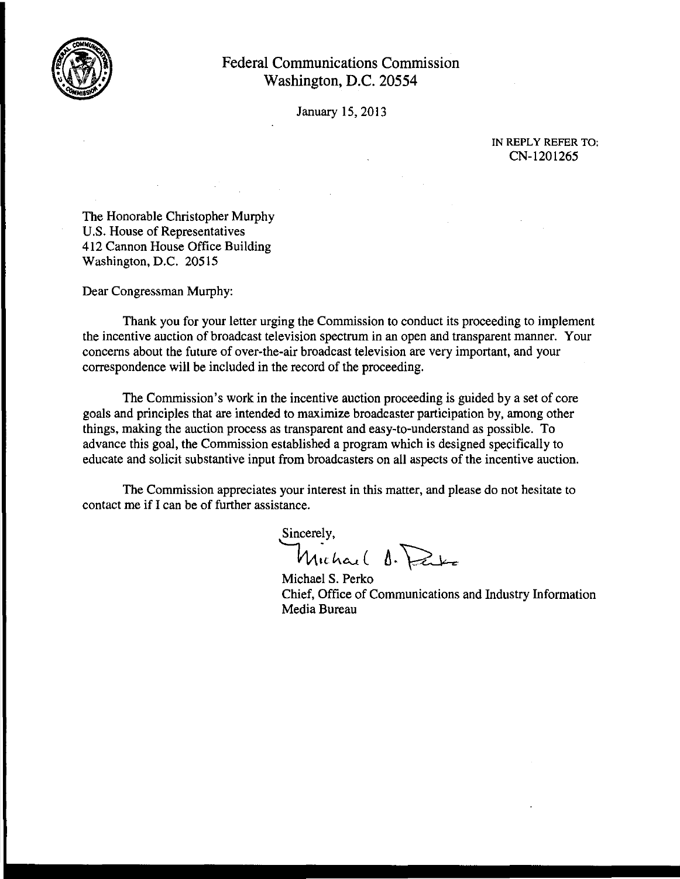# Federal Communications Commission
Washington, D.C. 20554

January 15, 2013

IN REPLY REFER TO:
CN-1201265

The Honorable Christopher Murphy
U.S. House of Representatives
412 Cannon House Office Building
Washington, D.C. 20515

Dear Congressman Murphy:

Thank you for your letter urging the Commission to conduct its proceeding to implement the incentive auction of broadcast television spectrum in an open and transparent manner. Your concerns about the future of over-the-air broadcast television are very important, and your correspondence will be included in the record of the proceeding.

The Commission's work in the incentive auction proceeding is guided by a set of core goals and principles that are intended to maximize broadcaster participation by, among other things, making the auction process as transparent and easy-to-understand as possible. To advance this goal, the Commission established a program which is designed specifically to educate and solicit substantive input from broadcasters on all aspects of the incentive auction.

The Commission appreciates your interest in this matter, and please do not hesitate to contact me if I can be of further assistance.

Sincerely,

Michael S. Perko
Chief, Office of Communications and Industry Information
Media Bureau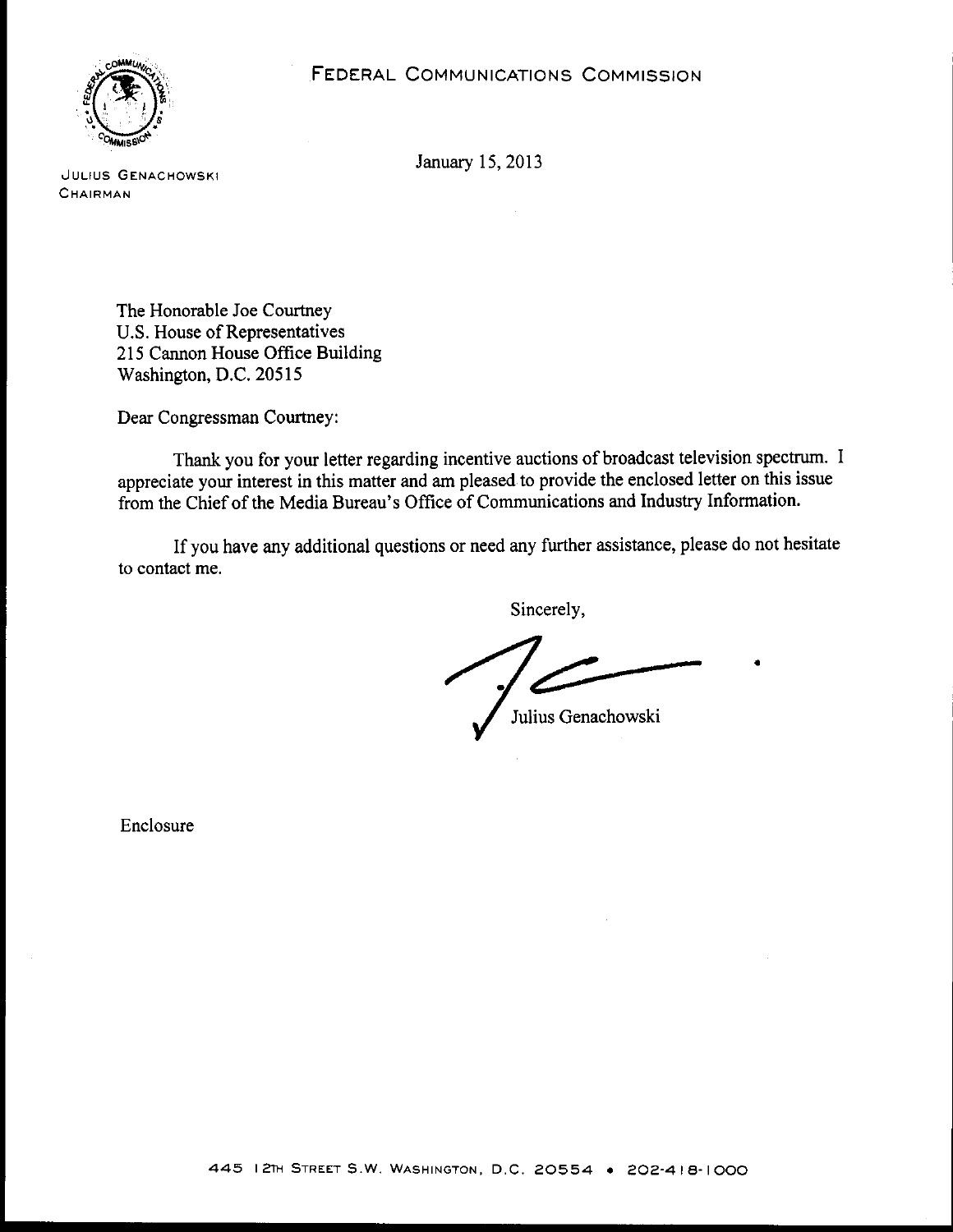FEDERAL COMMUNICATIONS COMMISSION

JULIUS GENACHOWSKI
CHAIRMAN

January 15, 2013

The Honorable Joe Courtney
U.S. House of Representatives
215 Cannon House Office Building
Washington, D.C. 20515

Dear Congressman Courtney:

Thank you for your letter regarding incentive auctions of broadcast television spectrum. I appreciate your interest in this matter and am pleased to provide the enclosed letter on this issue from the Chief of the Media Bureau's Office of Communications and Industry Information.

If you have any additional questions or need any further assistance, please do not hesitate to contact me.

Sincerely,

Julius Genachowski

Enclosure

445 12TH STREET S.W. WASHINGTON, D.C. 20554 • 202-418-1000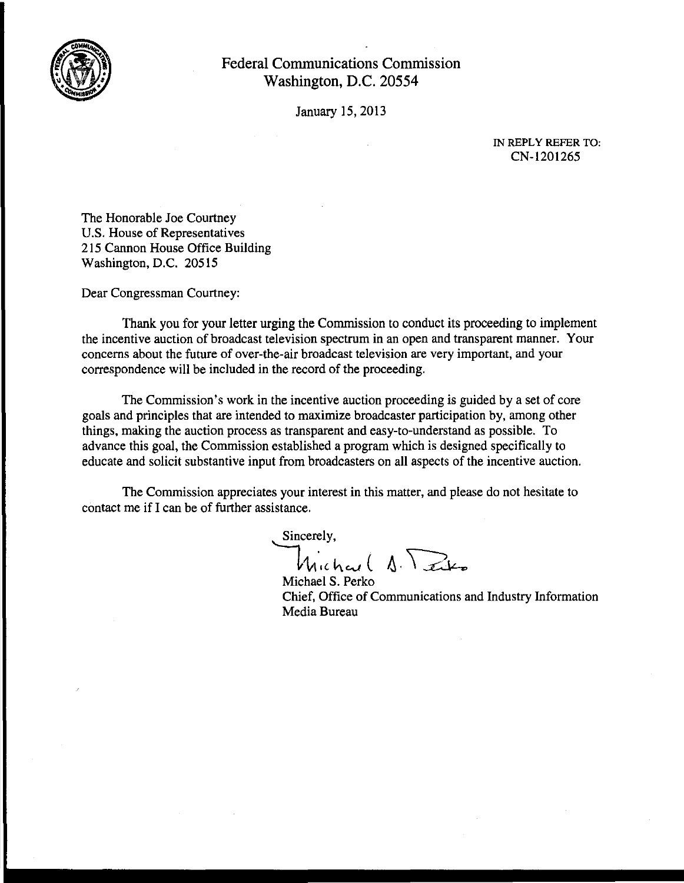Federal Communications Commission
Washington, D.C. 20554

January 15, 2013

IN REPLY REFER TO:
CN-1201265

The Honorable Joe Courtney
U.S. House of Representatives
215 Cannon House Office Building
Washington, D.C. 20515

Dear Congressman Courtney:

Thank you for your letter urging the Commission to conduct its proceeding to implement the incentive auction of broadcast television spectrum in an open and transparent manner. Your concerns about the future of over-the-air broadcast television are very important, and your correspondence will be included in the record of the proceeding.

The Commission's work in the incentive auction proceeding is guided by a set of core goals and principles that are intended to maximize broadcaster participation by, among other things, making the auction process as transparent and easy-to-understand as possible. To advance this goal, the Commission established a program which is designed specifically to educate and solicit substantive input from broadcasters on all aspects of the incentive auction.

The Commission appreciates your interest in this matter, and please do not hesitate to contact me if I can be of further assistance.

Sincerely,

Michael S. Perko
Chief, Office of Communications and Industry Information
Media Bureau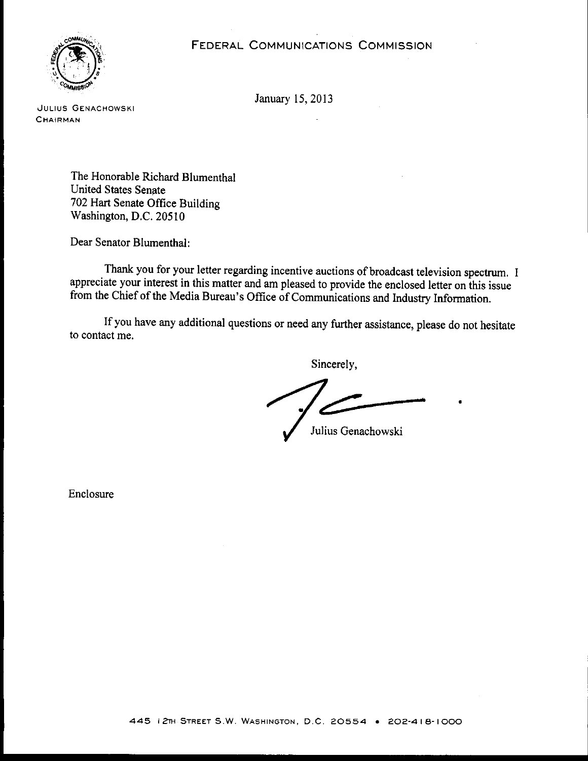FEDERAL COMMUNICATIONS COMMISSION

JULIUS GENACHOWSKI
CHAIRMAN

January 15, 2013

The Honorable Richard Blumenthal
United States Senate
702 Hart Senate Office Building
Washington, D.C. 20510

Dear Senator Blumenthal:

Thank you for your letter regarding incentive auctions of broadcast television spectrum. I appreciate your interest in this matter and am pleased to provide the enclosed letter on this issue from the Chief of the Media Bureau's Office of Communications and Industry Information.

If you have any additional questions or need any further assistance, please do not hesitate to contact me.

Sincerely,

Julius Genachowski

Enclosure

445 12TH STREET S.W. WASHINGTON, D.C. 20554 • 202-418-1000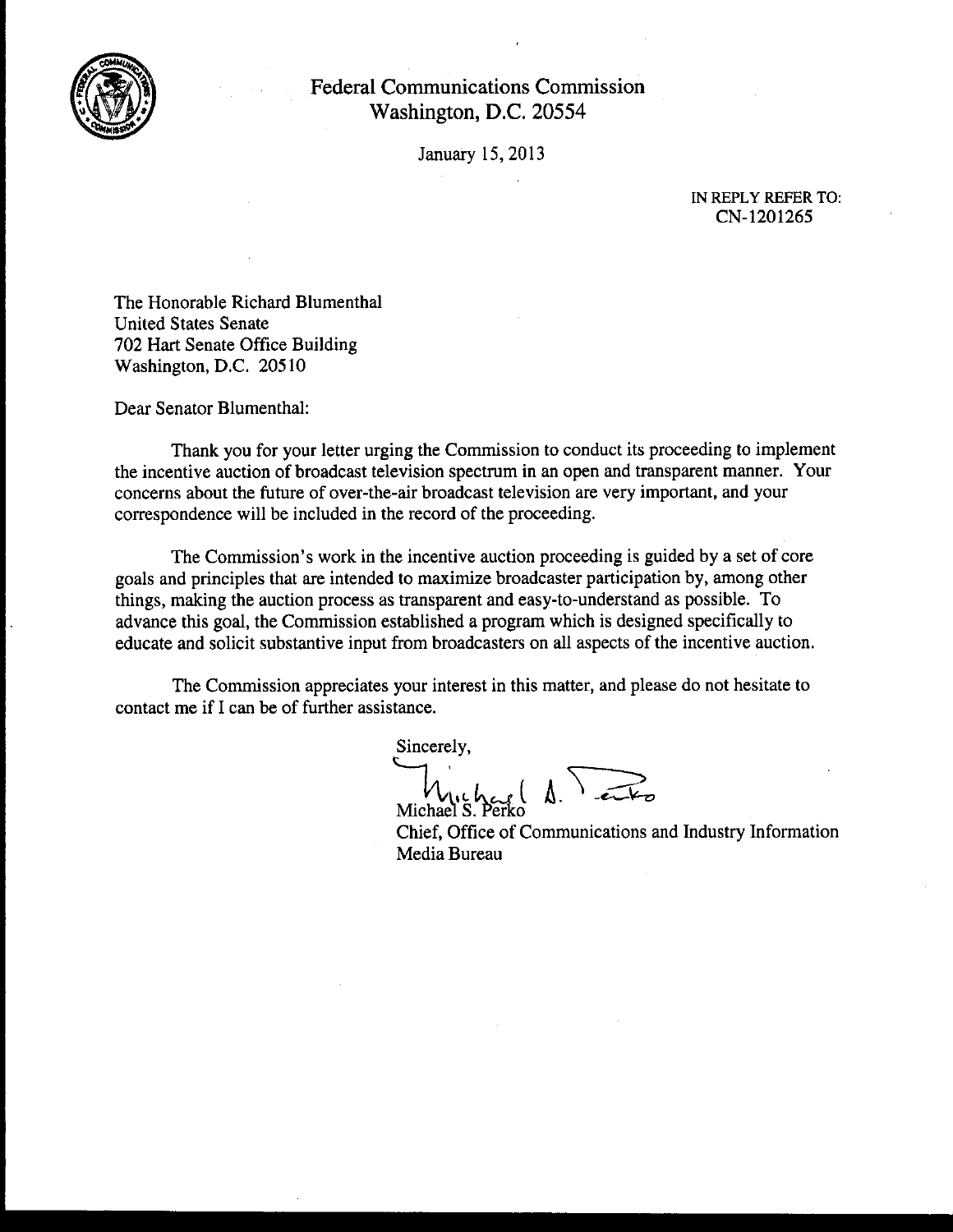Federal Communications Commission
Washington, D.C. 20554

January 15, 2013

IN REPLY REFER TO:
CN-1201265

The Honorable Richard Blumenthal
United States Senate
702 Hart Senate Office Building
Washington, D.C. 20510

Dear Senator Blumenthal:

Thank you for your letter urging the Commission to conduct its proceeding to implement the incentive auction of broadcast television spectrum in an open and transparent manner. Your concerns about the future of over-the-air broadcast television are very important, and your correspondence will be included in the record of the proceeding.

The Commission's work in the incentive auction proceeding is guided by a set of core goals and principles that are intended to maximize broadcaster participation by, among other things, making the auction process as transparent and easy-to-understand as possible. To advance this goal, the Commission established a program which is designed specifically to educate and solicit substantive input from broadcasters on all aspects of the incentive auction.

The Commission appreciates your interest in this matter, and please do not hesitate to contact me if I can be of further assistance.

Sincerely,

Michael S. Perko
Chief, Office of Communications and Industry Information
Media Bureau